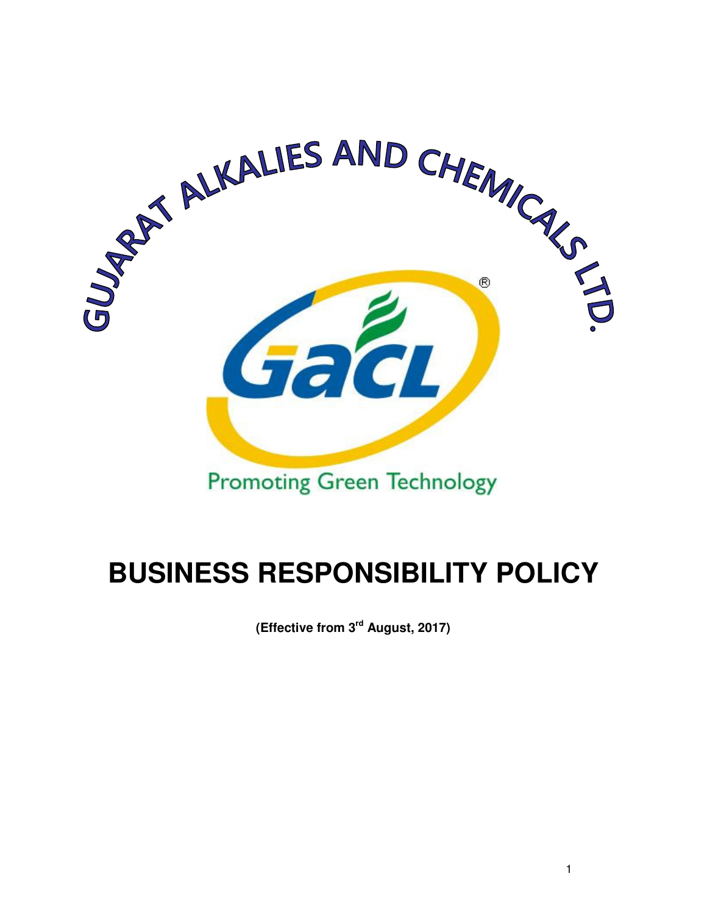GUJARAT ALKALIES AND CHEMICALS LTD.

GACL

Promoting Green Technology

# BUSINESS RESPONSIBILITY POLICY

**(Effective from 3rd August, 2017)**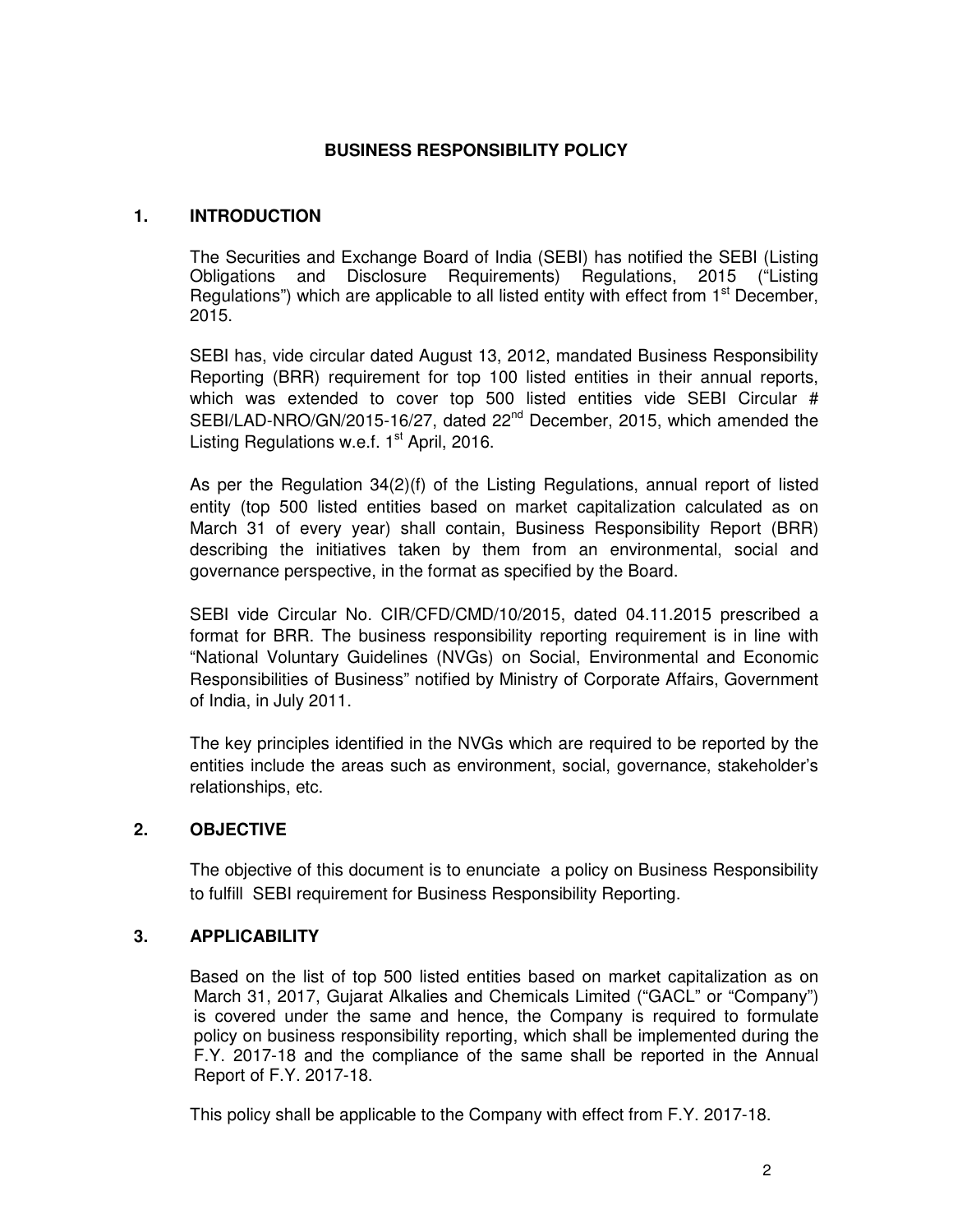# BUSINESS RESPONSIBILITY POLICY

## 1. INTRODUCTION

The Securities and Exchange Board of India (SEBI) has notified the SEBI (Listing Obligations and Disclosure Requirements) Regulations, 2015 ("Listing Regulations") which are applicable to all listed entity with effect from 1st December, 2015.

SEBI has, vide circular dated August 13, 2012, mandated Business Responsibility Reporting (BRR) requirement for top 100 listed entities in their annual reports, which was extended to cover top 500 listed entities vide SEBI Circular # SEBI/LAD-NRO/GN/2015-16/27, dated 22nd December, 2015, which amended the Listing Regulations w.e.f. 1st April, 2016.

As per the Regulation 34(2)(f) of the Listing Regulations, annual report of listed entity (top 500 listed entities based on market capitalization calculated as on March 31 of every year) shall contain, Business Responsibility Report (BRR) describing the initiatives taken by them from an environmental, social and governance perspective, in the format as specified by the Board.

SEBI vide Circular No. CIR/CFD/CMD/10/2015, dated 04.11.2015 prescribed a format for BRR. The business responsibility reporting requirement is in line with "National Voluntary Guidelines (NVGs) on Social, Environmental and Economic Responsibilities of Business" notified by Ministry of Corporate Affairs, Government of India, in July 2011.

The key principles identified in the NVGs which are required to be reported by the entities include the areas such as environment, social, governance, stakeholder's relationships, etc.

## 2. OBJECTIVE

The objective of this document is to enunciate a policy on Business Responsibility to fulfill SEBI requirement for Business Responsibility Reporting.

## 3. APPLICABILITY

Based on the list of top 500 listed entities based on market capitalization as on March 31, 2017, Gujarat Alkalies and Chemicals Limited ("GACL" or "Company") is covered under the same and hence, the Company is required to formulate policy on business responsibility reporting, which shall be implemented during the F.Y. 2017-18 and the compliance of the same shall be reported in the Annual Report of F.Y. 2017-18.

This policy shall be applicable to the Company with effect from F.Y. 2017-18.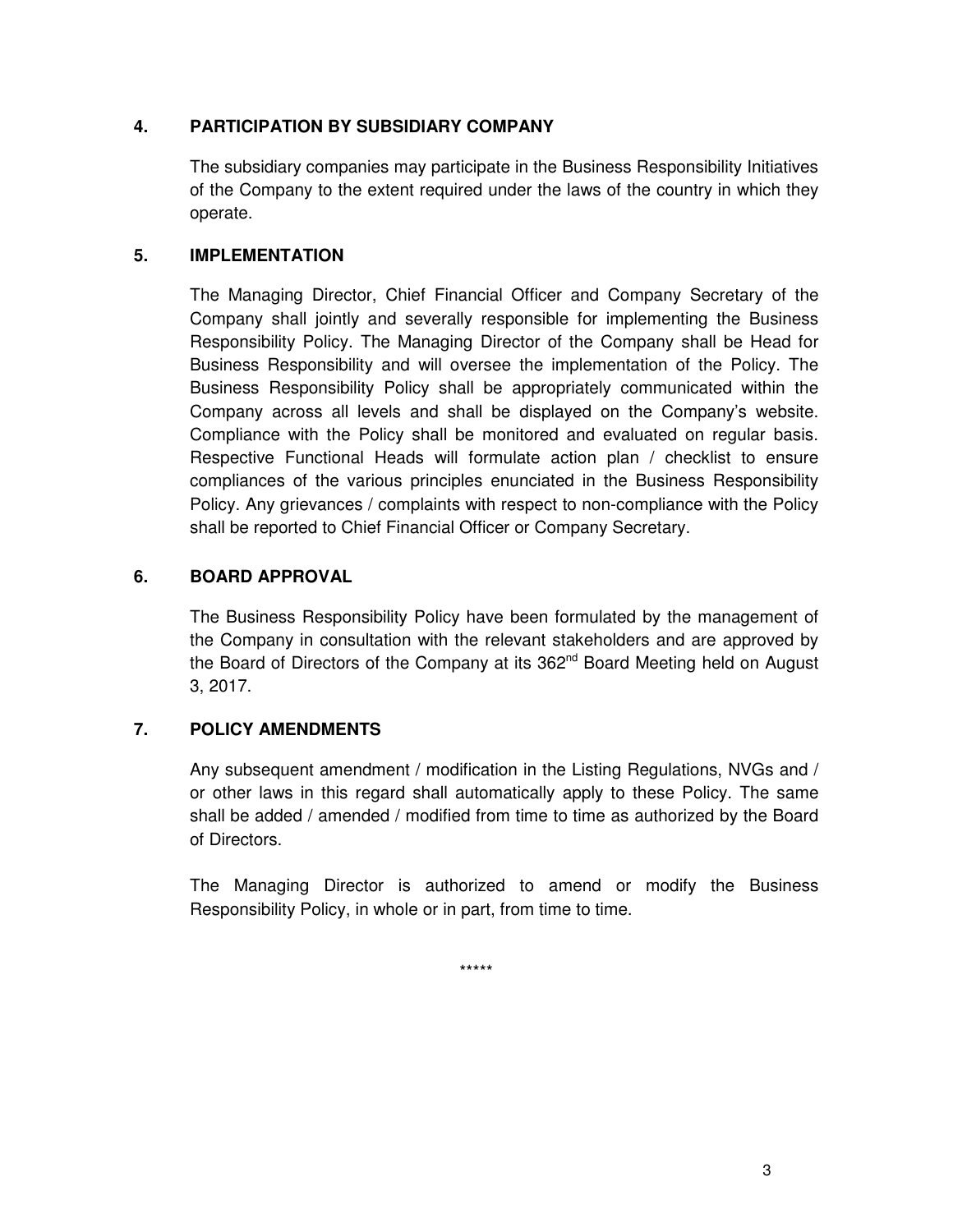## 4. PARTICIPATION BY SUBSIDIARY COMPANY

The subsidiary companies may participate in the Business Responsibility Initiatives of the Company to the extent required under the laws of the country in which they operate.

## 5. IMPLEMENTATION

The Managing Director, Chief Financial Officer and Company Secretary of the Company shall jointly and severally responsible for implementing the Business Responsibility Policy. The Managing Director of the Company shall be Head for Business Responsibility and will oversee the implementation of the Policy. The Business Responsibility Policy shall be appropriately communicated within the Company across all levels and shall be displayed on the Company's website. Compliance with the Policy shall be monitored and evaluated on regular basis. Respective Functional Heads will formulate action plan / checklist to ensure compliances of the various principles enunciated in the Business Responsibility Policy. Any grievances / complaints with respect to non-compliance with the Policy shall be reported to Chief Financial Officer or Company Secretary.

## 6. BOARD APPROVAL

The Business Responsibility Policy have been formulated by the management of the Company in consultation with the relevant stakeholders and are approved by the Board of Directors of the Company at its 362nd Board Meeting held on August 3, 2017.

## 7. POLICY AMENDMENTS

Any subsequent amendment / modification in the Listing Regulations, NVGs and / or other laws in this regard shall automatically apply to these Policy. The same shall be added / amended / modified from time to time as authorized by the Board of Directors.

The Managing Director is authorized to amend or modify the Business Responsibility Policy, in whole or in part, from time to time.

*****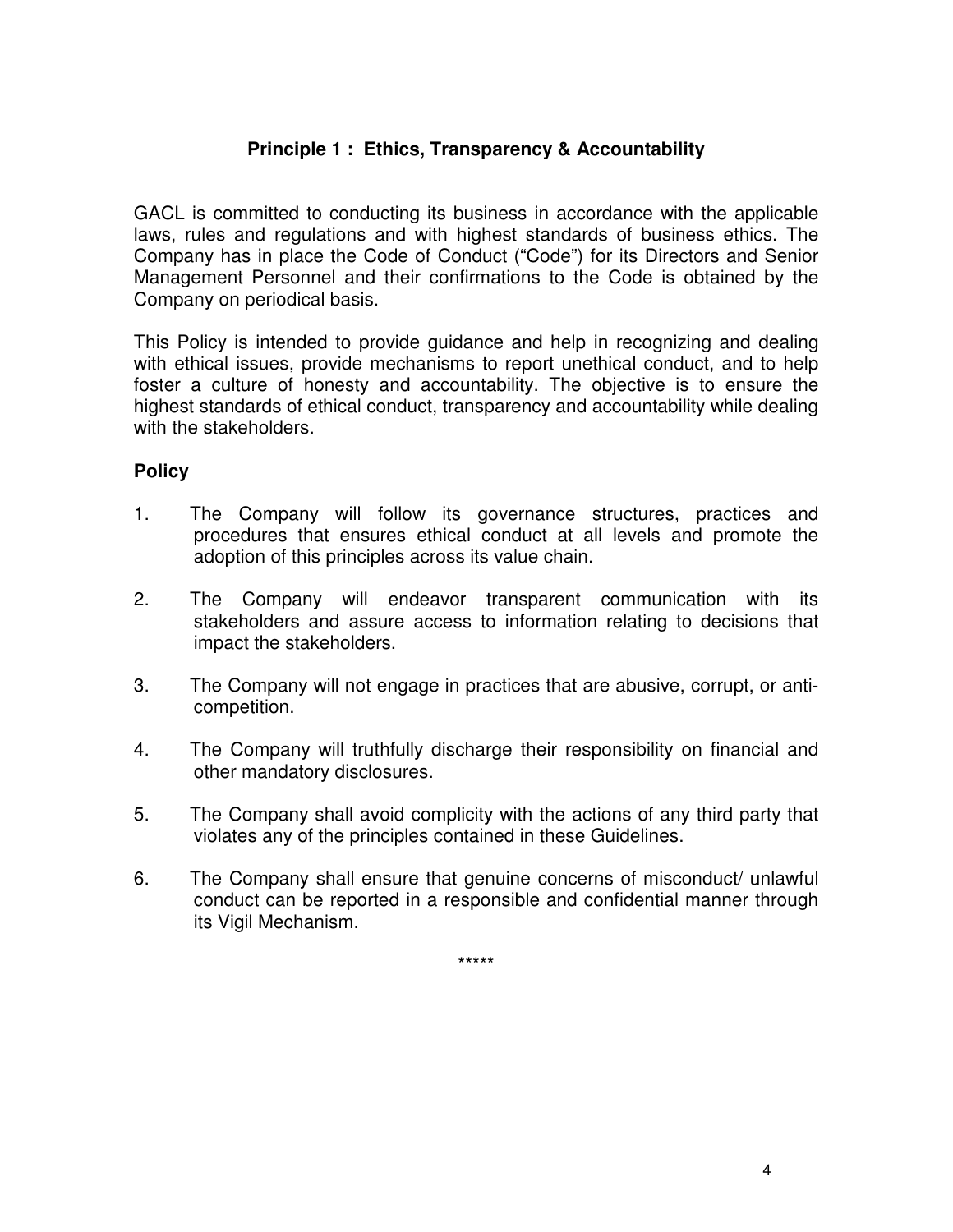## Principle 1 : Ethics, Transparency & Accountability

GACL is committed to conducting its business in accordance with the applicable laws, rules and regulations and with highest standards of business ethics. The Company has in place the Code of Conduct ("Code") for its Directors and Senior Management Personnel and their confirmations to the Code is obtained by the Company on periodical basis.

This Policy is intended to provide guidance and help in recognizing and dealing with ethical issues, provide mechanisms to report unethical conduct, and to help foster a culture of honesty and accountability. The objective is to ensure the highest standards of ethical conduct, transparency and accountability while dealing with the stakeholders.

### Policy

1. The Company will follow its governance structures, practices and procedures that ensures ethical conduct at all levels and promote the adoption of this principles across its value chain.

2. The Company will endeavor transparent communication with its stakeholders and assure access to information relating to decisions that impact the stakeholders.

3. The Company will not engage in practices that are abusive, corrupt, or anti-competition.

4. The Company will truthfully discharge their responsibility on financial and other mandatory disclosures.

5. The Company shall avoid complicity with the actions of any third party that violates any of the principles contained in these Guidelines.

6. The Company shall ensure that genuine concerns of misconduct/ unlawful conduct can be reported in a responsible and confidential manner through its Vigil Mechanism.

*****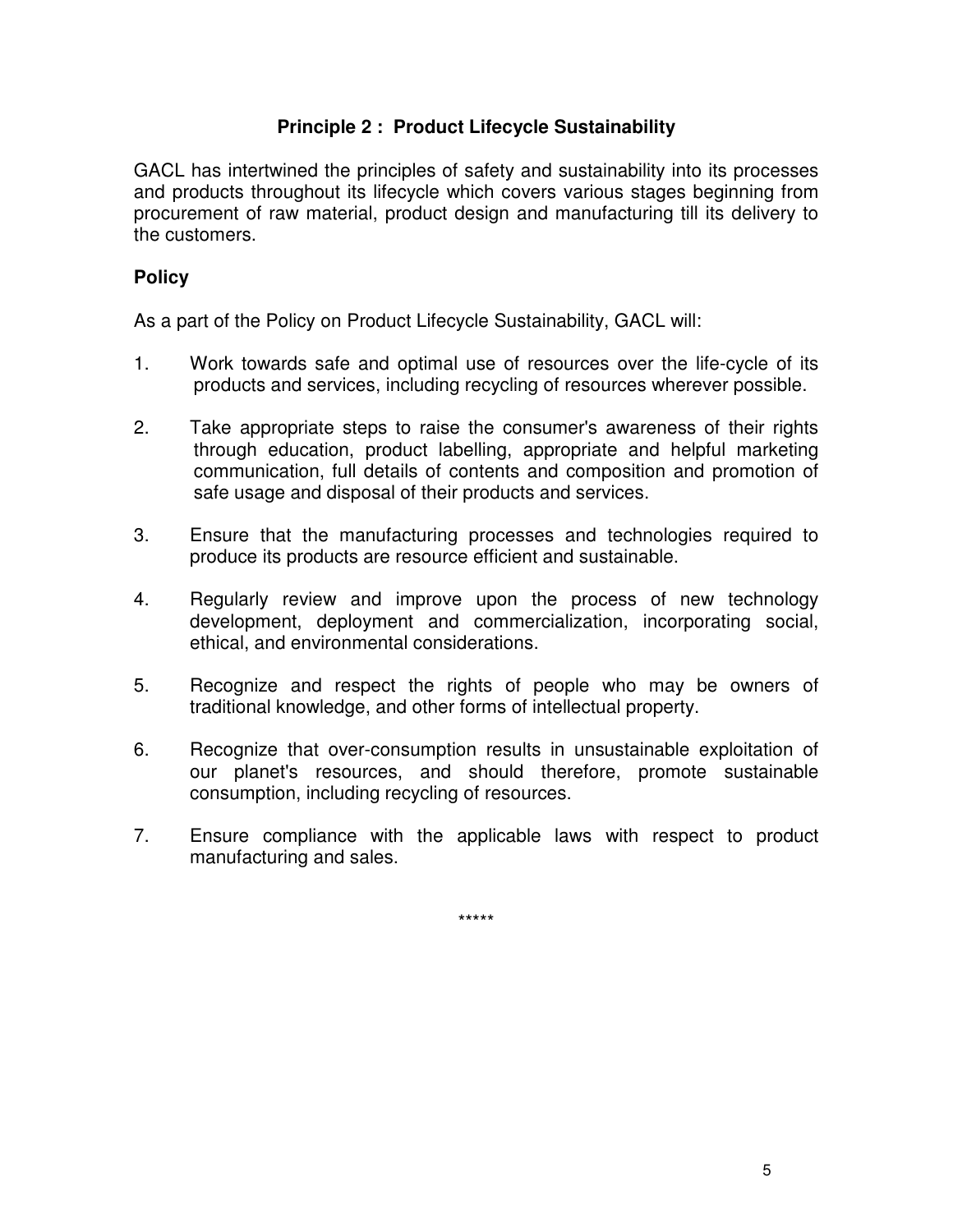## Principle 2 : Product Lifecycle Sustainability

GACL has intertwined the principles of safety and sustainability into its processes and products throughout its lifecycle which covers various stages beginning from procurement of raw material, product design and manufacturing till its delivery to the customers.

### Policy

As a part of the Policy on Product Lifecycle Sustainability, GACL will:

1. Work towards safe and optimal use of resources over the life-cycle of its products and services, including recycling of resources wherever possible.
2. Take appropriate steps to raise the consumer's awareness of their rights through education, product labelling, appropriate and helpful marketing communication, full details of contents and composition and promotion of safe usage and disposal of their products and services.
3. Ensure that the manufacturing processes and technologies required to produce its products are resource efficient and sustainable.
4. Regularly review and improve upon the process of new technology development, deployment and commercialization, incorporating social, ethical, and environmental considerations.
5. Recognize and respect the rights of people who may be owners of traditional knowledge, and other forms of intellectual property.
6. Recognize that over-consumption results in unsustainable exploitation of our planet's resources, and should therefore, promote sustainable consumption, including recycling of resources.
7. Ensure compliance with the applicable laws with respect to product manufacturing and sales.

*****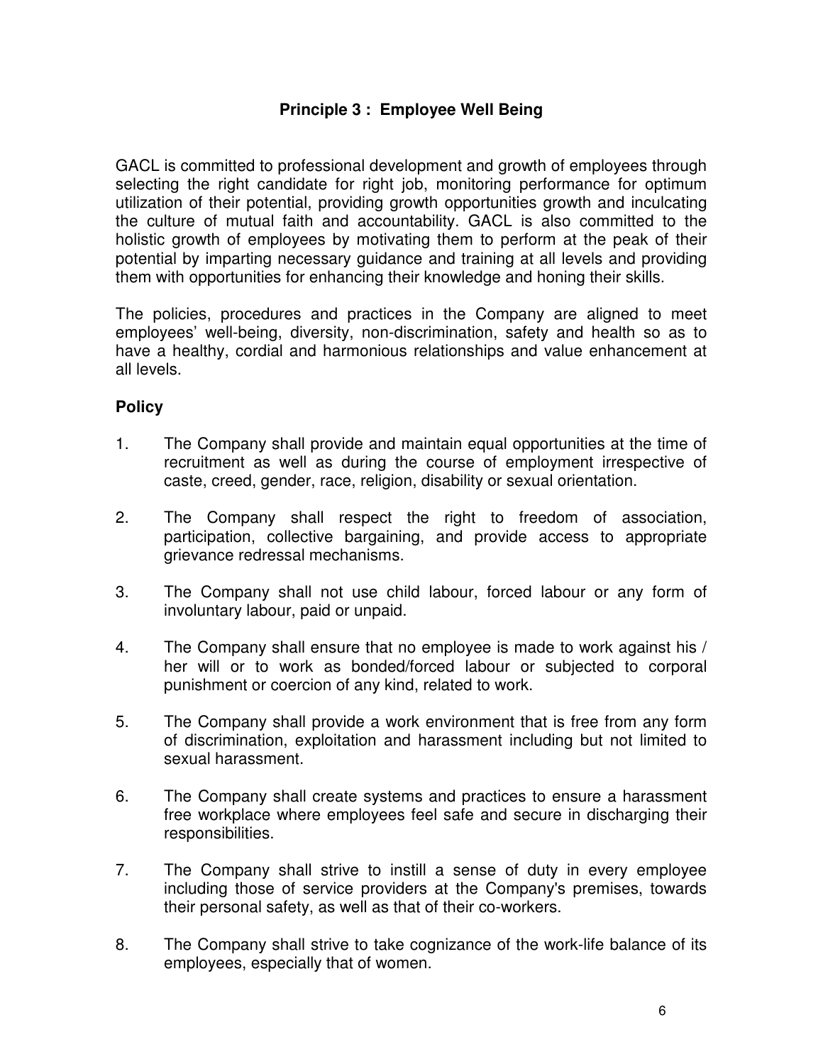## Principle 3 : Employee Well Being

GACL is committed to professional development and growth of employees through selecting the right candidate for right job, monitoring performance for optimum utilization of their potential, providing growth opportunities growth and inculcating the culture of mutual faith and accountability. GACL is also committed to the holistic growth of employees by motivating them to perform at the peak of their potential by imparting necessary guidance and training at all levels and providing them with opportunities for enhancing their knowledge and honing their skills.

The policies, procedures and practices in the Company are aligned to meet employees' well-being, diversity, non-discrimination, safety and health so as to have a healthy, cordial and harmonious relationships and value enhancement at all levels.

### Policy

1. The Company shall provide and maintain equal opportunities at the time of recruitment as well as during the course of employment irrespective of caste, creed, gender, race, religion, disability or sexual orientation.

2. The Company shall respect the right to freedom of association, participation, collective bargaining, and provide access to appropriate grievance redressal mechanisms.

3. The Company shall not use child labour, forced labour or any form of involuntary labour, paid or unpaid.

4. The Company shall ensure that no employee is made to work against his / her will or to work as bonded/forced labour or subjected to corporal punishment or coercion of any kind, related to work.

5. The Company shall provide a work environment that is free from any form of discrimination, exploitation and harassment including but not limited to sexual harassment.

6. The Company shall create systems and practices to ensure a harassment free workplace where employees feel safe and secure in discharging their responsibilities.

7. The Company shall strive to instill a sense of duty in every employee including those of service providers at the Company's premises, towards their personal safety, as well as that of their co-workers.

8. The Company shall strive to take cognizance of the work-life balance of its employees, especially that of women.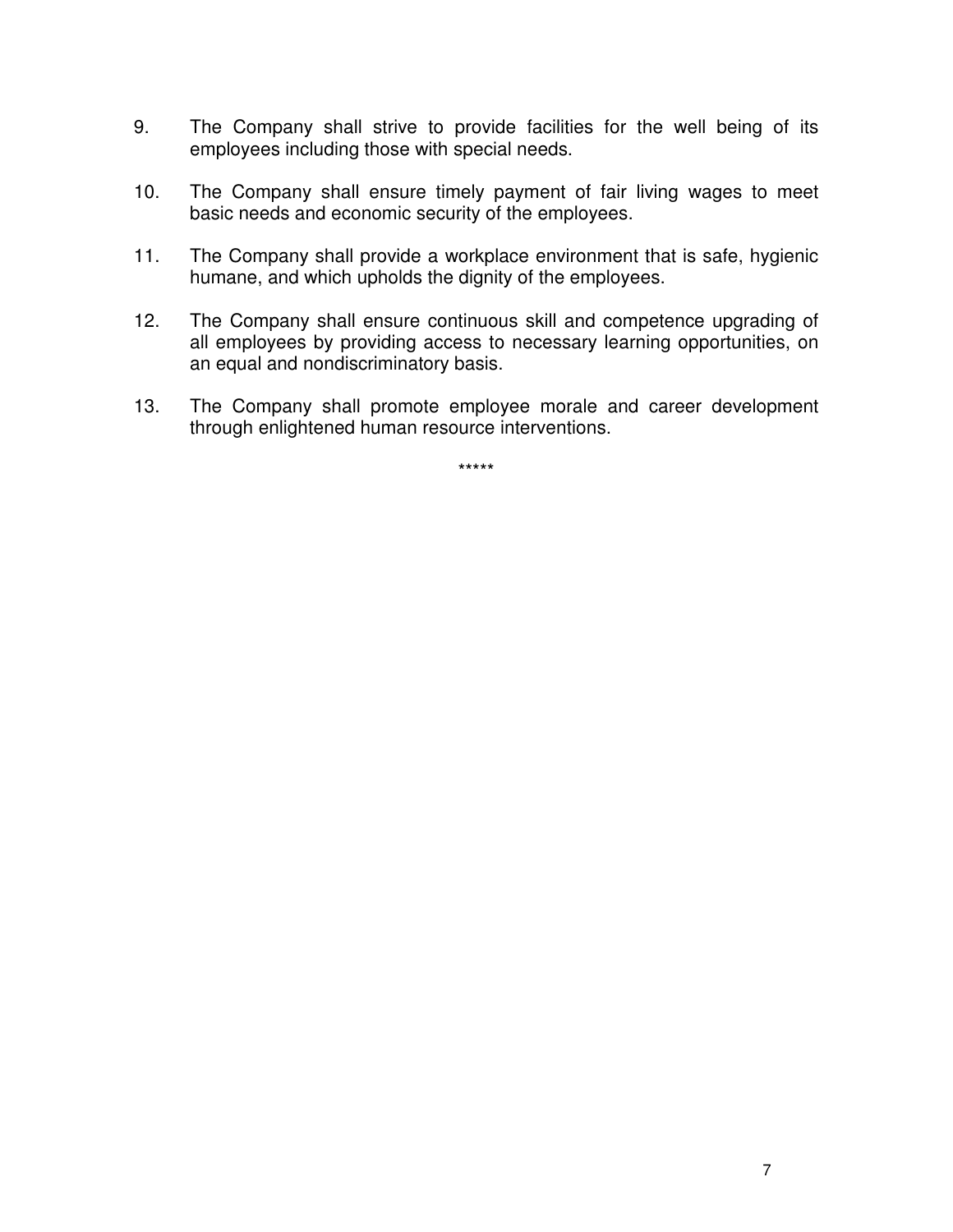9. The Company shall strive to provide facilities for the well being of its employees including those with special needs.

10. The Company shall ensure timely payment of fair living wages to meet basic needs and economic security of the employees.

11. The Company shall provide a workplace environment that is safe, hygienic humane, and which upholds the dignity of the employees.

12. The Company shall ensure continuous skill and competence upgrading of all employees by providing access to necessary learning opportunities, on an equal and nondiscriminatory basis.

13. The Company shall promote employee morale and career development through enlightened human resource interventions.

*****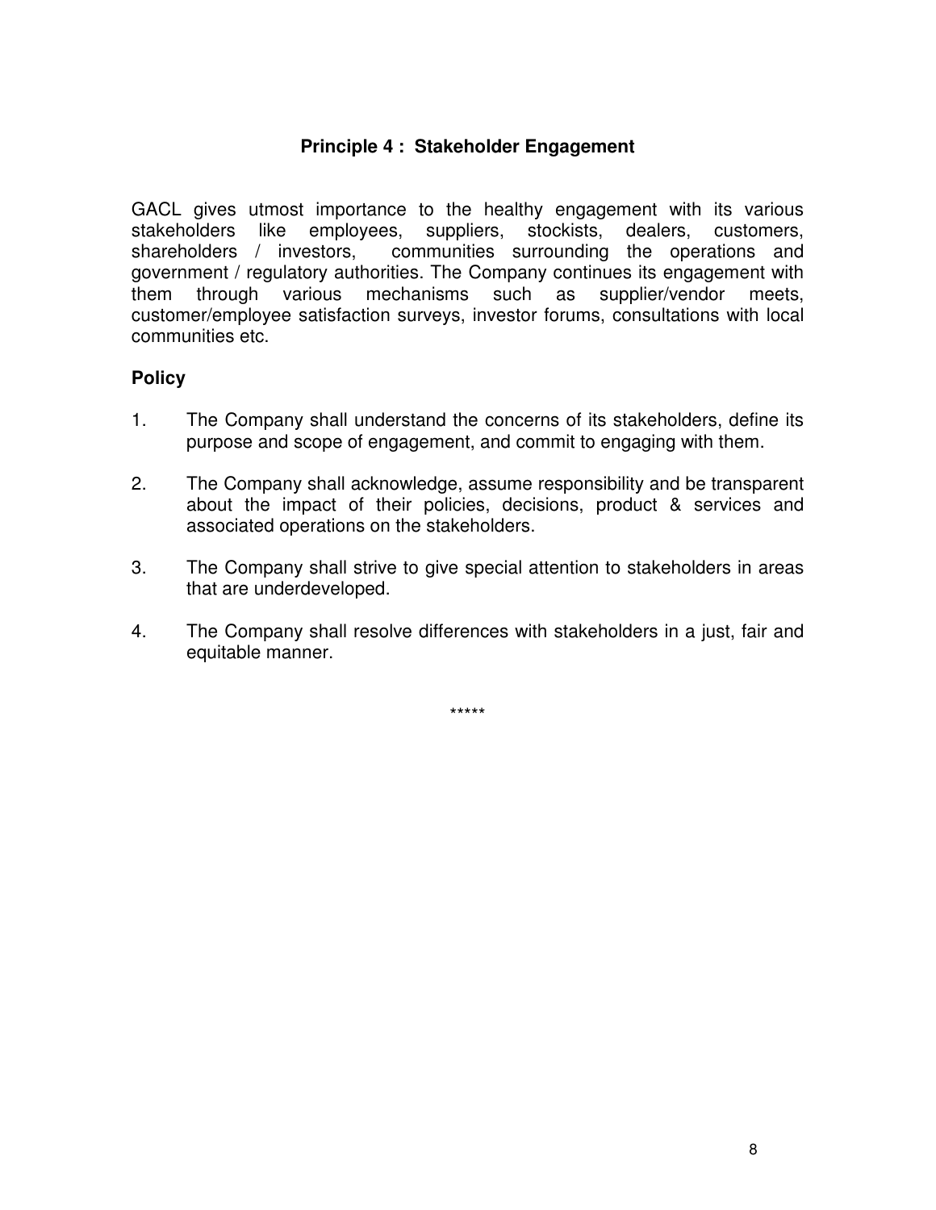## Principle 4 : Stakeholder Engagement

GACL gives utmost importance to the healthy engagement with its various stakeholders like employees, suppliers, stockists, dealers, customers, shareholders / investors, communities surrounding the operations and government / regulatory authorities. The Company continues its engagement with them through various mechanisms such as supplier/vendor meets, customer/employee satisfaction surveys, investor forums, consultations with local communities etc.

### Policy

1. The Company shall understand the concerns of its stakeholders, define its purpose and scope of engagement, and commit to engaging with them.

2. The Company shall acknowledge, assume responsibility and be transparent about the impact of their policies, decisions, product & services and associated operations on the stakeholders.

3. The Company shall strive to give special attention to stakeholders in areas that are underdeveloped.

4. The Company shall resolve differences with stakeholders in a just, fair and equitable manner.

*****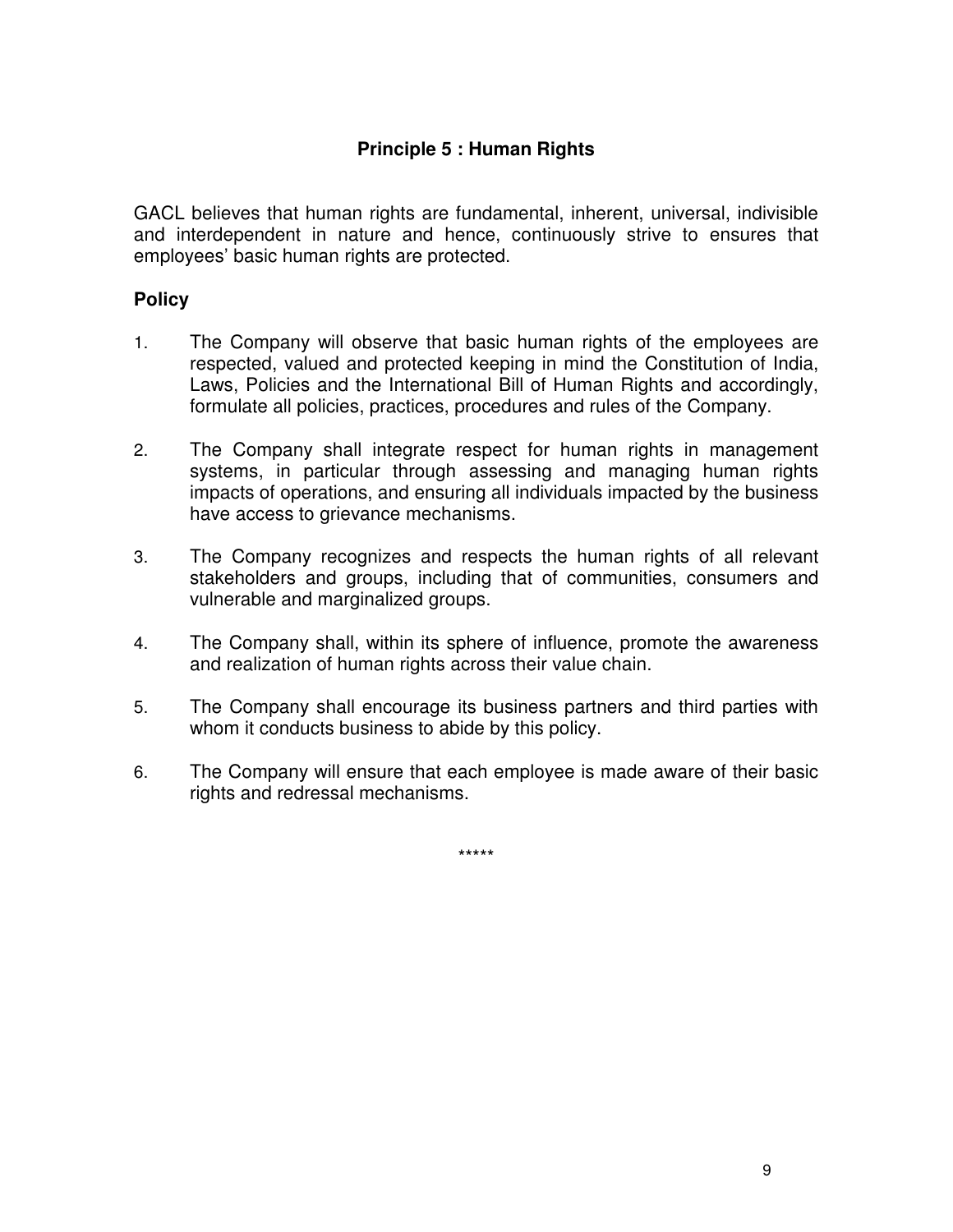## Principle 5 : Human Rights

GACL believes that human rights are fundamental, inherent, universal, indivisible and interdependent in nature and hence, continuously strive to ensures that employees' basic human rights are protected.

### Policy

1. The Company will observe that basic human rights of the employees are respected, valued and protected keeping in mind the Constitution of India, Laws, Policies and the International Bill of Human Rights and accordingly, formulate all policies, practices, procedures and rules of the Company.

2. The Company shall integrate respect for human rights in management systems, in particular through assessing and managing human rights impacts of operations, and ensuring all individuals impacted by the business have access to grievance mechanisms.

3. The Company recognizes and respects the human rights of all relevant stakeholders and groups, including that of communities, consumers and vulnerable and marginalized groups.

4. The Company shall, within its sphere of influence, promote the awareness and realization of human rights across their value chain.

5. The Company shall encourage its business partners and third parties with whom it conducts business to abide by this policy.

6. The Company will ensure that each employee is made aware of their basic rights and redressal mechanisms.

*****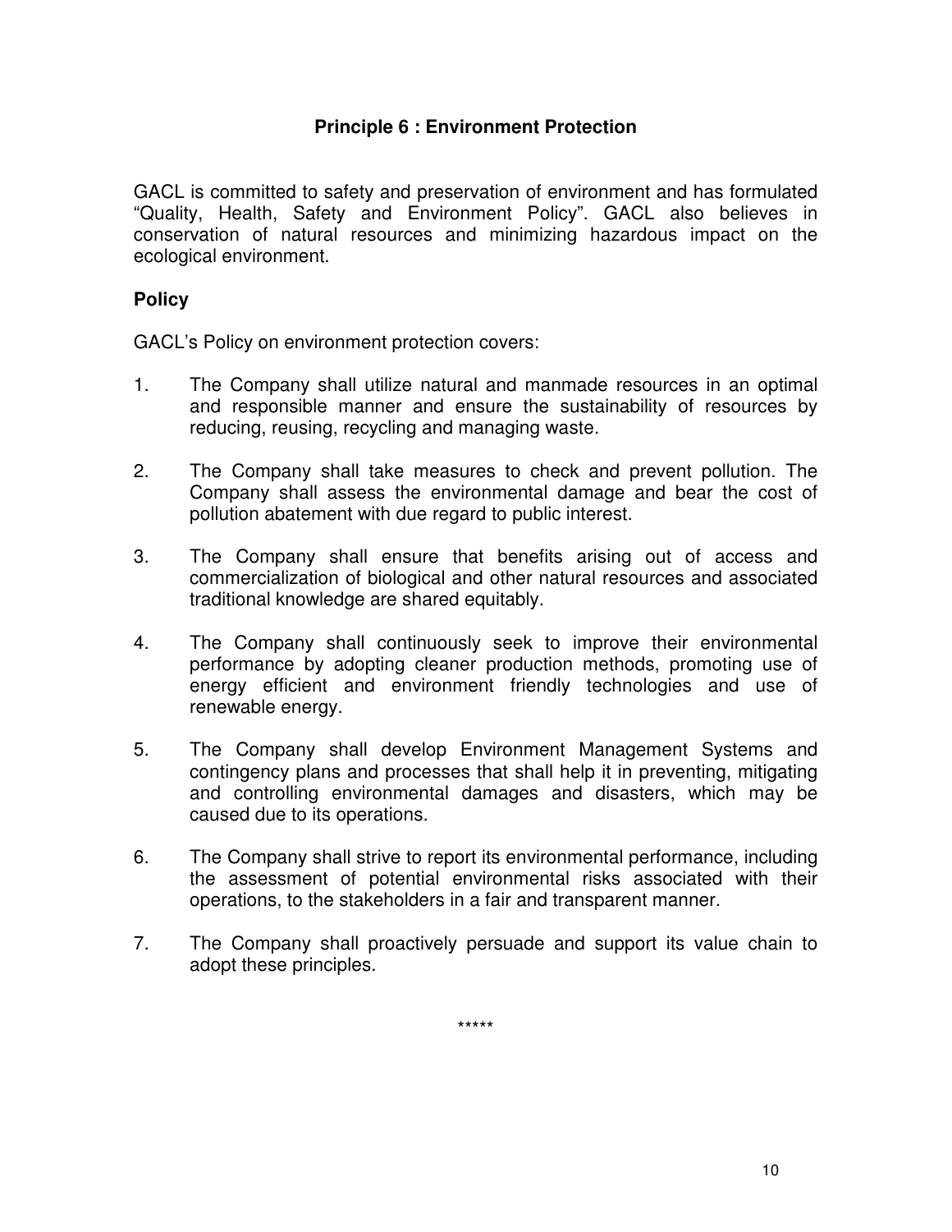## Principle 6 : Environment Protection

GACL is committed to safety and preservation of environment and has formulated "Quality, Health, Safety and Environment Policy". GACL also believes in conservation of natural resources and minimizing hazardous impact on the ecological environment.

### Policy

GACL's Policy on environment protection covers:

1. The Company shall utilize natural and manmade resources in an optimal and responsible manner and ensure the sustainability of resources by reducing, reusing, recycling and managing waste.

2. The Company shall take measures to check and prevent pollution. The Company shall assess the environmental damage and bear the cost of pollution abatement with due regard to public interest.

3. The Company shall ensure that benefits arising out of access and commercialization of biological and other natural resources and associated traditional knowledge are shared equitably.

4. The Company shall continuously seek to improve their environmental performance by adopting cleaner production methods, promoting use of energy efficient and environment friendly technologies and use of renewable energy.

5. The Company shall develop Environment Management Systems and contingency plans and processes that shall help it in preventing, mitigating and controlling environmental damages and disasters, which may be caused due to its operations.

6. The Company shall strive to report its environmental performance, including the assessment of potential environmental risks associated with their operations, to the stakeholders in a fair and transparent manner.

7. The Company shall proactively persuade and support its value chain to adopt these principles.

*****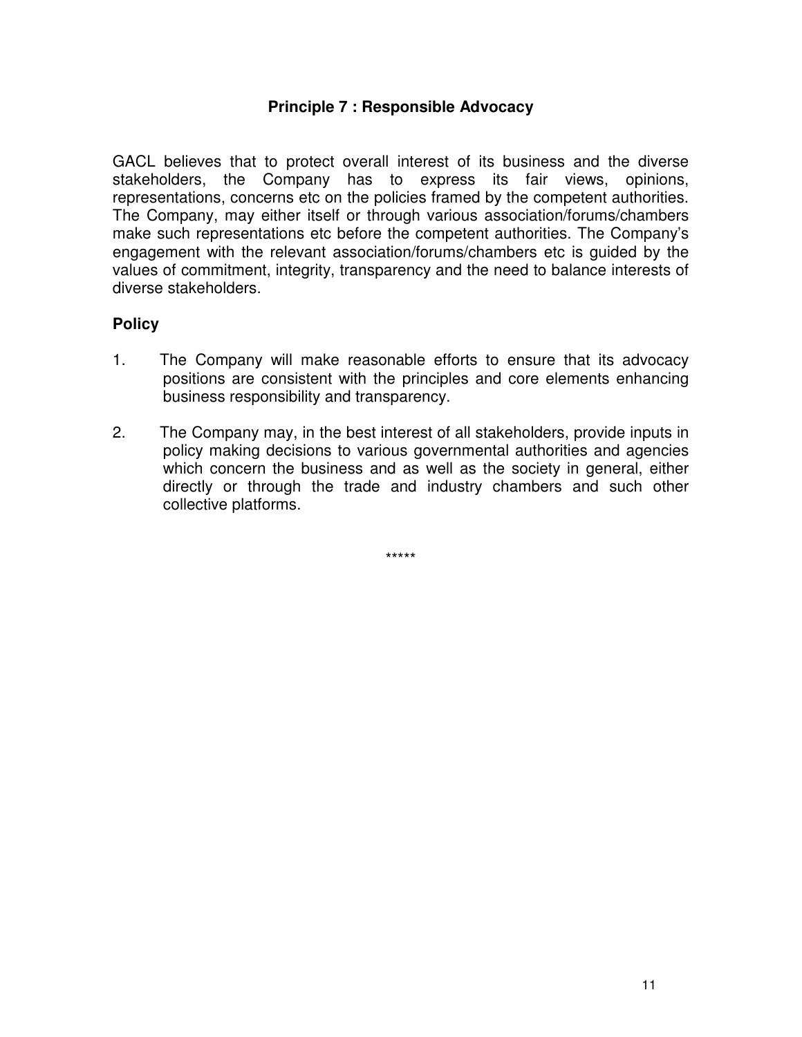## Principle 7 : Responsible Advocacy

GACL believes that to protect overall interest of its business and the diverse stakeholders, the Company has to express its fair views, opinions, representations, concerns etc on the policies framed by the competent authorities. The Company, may either itself or through various association/forums/chambers make such representations etc before the competent authorities. The Company's engagement with the relevant association/forums/chambers etc is guided by the values of commitment, integrity, transparency and the need to balance interests of diverse stakeholders.

### Policy

1. The Company will make reasonable efforts to ensure that its advocacy positions are consistent with the principles and core elements enhancing business responsibility and transparency.

2. The Company may, in the best interest of all stakeholders, provide inputs in policy making decisions to various governmental authorities and agencies which concern the business and as well as the society in general, either directly or through the trade and industry chambers and such other collective platforms.

*****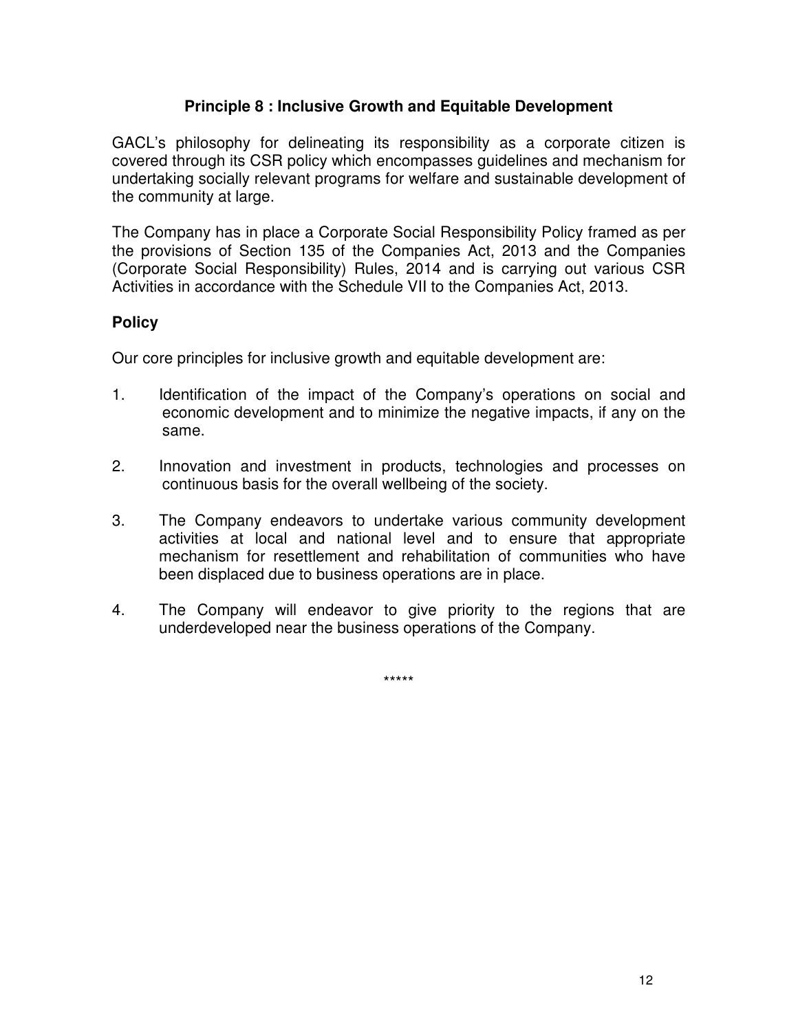## Principle 8 : Inclusive Growth and Equitable Development

GACL's philosophy for delineating its responsibility as a corporate citizen is covered through its CSR policy which encompasses guidelines and mechanism for undertaking socially relevant programs for welfare and sustainable development of the community at large.

The Company has in place a Corporate Social Responsibility Policy framed as per the provisions of Section 135 of the Companies Act, 2013 and the Companies (Corporate Social Responsibility) Rules, 2014 and is carrying out various CSR Activities in accordance with the Schedule VII to the Companies Act, 2013.

### Policy

Our core principles for inclusive growth and equitable development are:

1. Identification of the impact of the Company's operations on social and economic development and to minimize the negative impacts, if any on the same.

2. Innovation and investment in products, technologies and processes on continuous basis for the overall wellbeing of the society.

3. The Company endeavors to undertake various community development activities at local and national level and to ensure that appropriate mechanism for resettlement and rehabilitation of communities who have been displaced due to business operations are in place.

4. The Company will endeavor to give priority to the regions that are underdeveloped near the business operations of the Company.

*****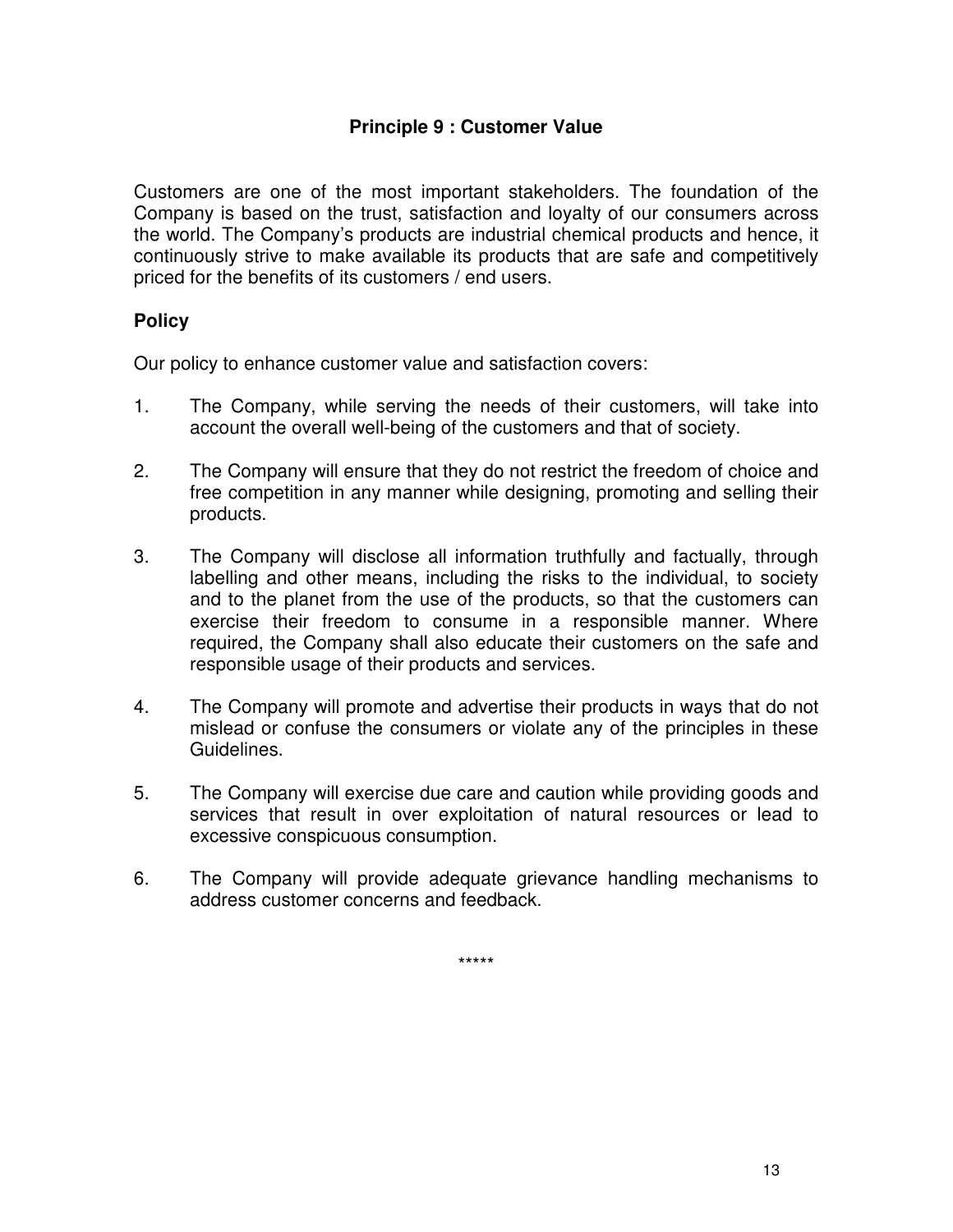## Principle 9 : Customer Value

Customers are one of the most important stakeholders. The foundation of the Company is based on the trust, satisfaction and loyalty of our consumers across the world. The Company's products are industrial chemical products and hence, it continuously strive to make available its products that are safe and competitively priced for the benefits of its customers / end users.

### Policy

Our policy to enhance customer value and satisfaction covers:

1. The Company, while serving the needs of their customers, will take into account the overall well-being of the customers and that of society.

2. The Company will ensure that they do not restrict the freedom of choice and free competition in any manner while designing, promoting and selling their products.

3. The Company will disclose all information truthfully and factually, through labelling and other means, including the risks to the individual, to society and to the planet from the use of the products, so that the customers can exercise their freedom to consume in a responsible manner. Where required, the Company shall also educate their customers on the safe and responsible usage of their products and services.

4. The Company will promote and advertise their products in ways that do not mislead or confuse the consumers or violate any of the principles in these Guidelines.

5. The Company will exercise due care and caution while providing goods and services that result in over exploitation of natural resources or lead to excessive conspicuous consumption.

6. The Company will provide adequate grievance handling mechanisms to address customer concerns and feedback.

*****